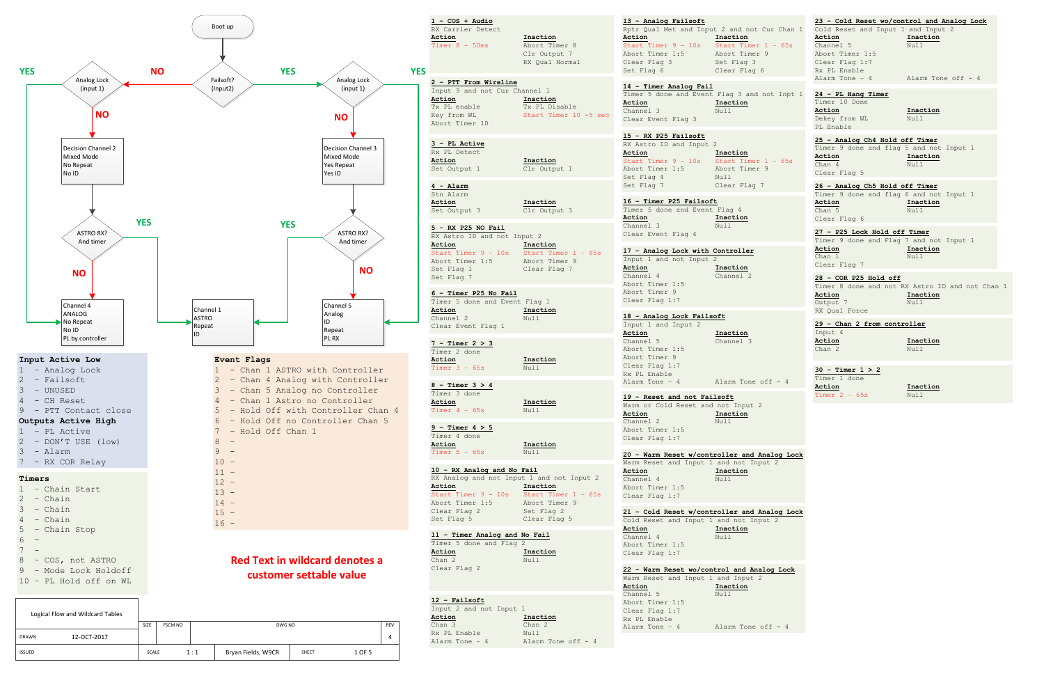## Logical Flow (Flowchart)

Boot up → Failsoft? (Input2)

- NO → Analog Lock (input 1)
  - YES → Channel 4 / ANALOG / No Repeat / No ID / PL by controller
  - NO → Decision Channel 2 / Mixed Mode / No Repeat / No ID → ASTRO RX? And timer
    - YES → Channel 1 / ASTRO / Repeat / ID
    - NO → Channel 4 / ANALOG / No Repeat / No ID / PL by controller
- YES → Analog Lock (input 1)
  - YES → Channel 5 / Analog / ID / Repeat / PL RX
  - NO → Decision Channel 3 / Mixed Mode / Yes Repeat / Yes ID → ASTRO RX? And timer
    - YES → Channel 1 / ASTRO / Repeat / ID
    - NO → Channel 5 / Analog / ID / Repeat / PL RX

## Input Active Low

1 – Analog Lock
2 – Failsoft
3 – UNUSED
4 – CH Reset
9 – PTT Contact close

## Outputs Active High

1 – PL Active
2 – DON'T USE (low)
3 – Alarm
7 – RX COR Relay

## Timers

1 – Chain Start
2 – Chain
3 – Chain
4 – Chain
5 – Chain Stop
6 –
7 –
8 – COS, not ASTRO
9 – Mode Lock Holdoff
10 – PL Hold off on WL

## Event Flags

1 – Chan 1 ASTRO with Controller
2 – Chan 4 Analog with Controller
3 – Chan 5 Analog no Controller
4 – Chan 1 Astro no Controller
5 – Hold Off with Controller Chan 4
6 – Hold Off no Controller Chan 5
7 – Hold Off Chan 1
8 –
9 –
10 –
11 –
12 –
13 –
14 –
15 –
16 –

**Red Text in wildcard denotes a customer settable value**

## Wildcard Tables

**1 – COS + Audio**
RX Carrier Detect

| Action | Inaction |
|---|---|
| Timer 8 – 50ms | Abort Timer 8 |
| | Clr Output 7 |
| | RX Qual Normal |

**2 – PTT From Wireline**
Input 9 and not Cur Channel 1

| Action | Inaction |
|---|---|
| Tx PL enable | Tx PL Disable |
| Key from WL | Start Timer 10 –5 sec |
| Abort Timer 10 | |

**3 – PL Active**
Rx PL Detect

| Action | Inaction |
|---|---|
| Set Output 1 | Clr Output 1 |

**4 – Alarm**
Stn Alarm

| Action | Inaction |
|---|---|
| Set Output 3 | Clr Output 3 |

**5 – RX P25 NO Fail**
RX Astro ID and not Input 2

| Action | Inaction |
|---|---|
| Start Timer 9 – 10s | Start Timer 1 – 65s |
| Abort Timer 1:5 | Abort Timer 9 |
| Set Flag 1 | Clear Flag 7 |
| Set Flag 7 | |

**6 – Timer P25 No Fail**
Timer 5 done and Event Flag 1

| Action | Inaction |
|---|---|
| Channel 1 | Null |
| Clear Event Flag 1 | |

**7 – Timer 2 > 3**
Timer 2 done

| Action | Inaction |
|---|---|
| Timer 3 – 65s | Null |

**8 – Timer 3 > 4**
Timer 3 done

| Action | Inaction |
|---|---|
| Timer 4 – 65s | Null |

**9 – Timer 4 > 5**
Timer 4 done

| Action | Inaction |
|---|---|
| Timer 5 – 65s | Null |

**10 – RX Analog and No Fail**
RX Analog and not Input 1 and not Input 2

| Action | Inaction |
|---|---|
| Start Timer 9 – 10s | Start Timer 1 – 65s |
| Abort Timer 1:5 | Abort Timer 9 |
| Clear Flag 2 | Set Flag 2 |
| Set Flag 5 | Clear Flag 5 |

**11 – Timer Analog and No Fail**
Timer 5 done and Flag 2

| Action | Inaction |
|---|---|
| Chan 2 | Null |
| Clear Flag 2 | |

**12 – Failsoft**
Input 2 and not Input 1

| Action | Inaction |
|---|---|
| Chan 3 | Chan 2 |
| Rx PL Enable | Null |
| Alarm Tone – 4 | Alarm Tone off – 4 |

**13 – Analog Failsoft**
Rptr Qual Met and Input 2 and not Cur Chan 1

| Action | Inaction |
|---|---|
| Start Timer 9 – 10s | Start Timer 1 – 65s |
| Abort Timer 1:5 | Abort Timer 9 |
| Clear Flag 3 | Set Flag 3 |
| Set Flag 6 | Clear Flag 6 |

**14 – Timer Analog Fail**
Timer 5 done and Event Flag 3 and not Inpt 1

| Action | Inaction |
|---|---|
| Channel 3 | Null |
| Clear Event Flag 3 | |

**15 – RX P25 Failsoft**
RX Astro ID and Input 2

| Action | Inaction |
|---|---|
| Start Timer 9 – 10s | Start Timer 1 – 65s |
| Abort Timer 1:5 | Abort Timer 9 |
| Set Flag 4 | Null |
| Set Flag 7 | Clear Flag 7 |

**16 – Timer P25 Failsoft**
Timer 5 done and Event Flag 4

| Action | Inaction |
|---|---|
| Channel 3 | Null |
| Clear Event Flag 4 | |

**17 – Analog Lock with Controller**
Input 1 and not Input 2

| Action | Inaction |
|---|---|
| Channel 4 | Channel 2 |
| Abort Timer 1:5 | |
| Abort Timer 9 | |
| Clear Flag 1:7 | |

**18 – Analog Lock Failsoft**
Input 1 and Input 2

| Action | Inaction |
|---|---|
| Channel 5 | Channel 3 |
| Abort Timer 1:5 | |
| Abort Timer 9 | |
| Clear Flag 1:7 | |
| Rx PL Enable | |
| Alarm Tone – 4 | Alarm Tone off – 4 |

**19 – Reset and not Failsoft**
Warm or Cold Reset and not Input 2

| Action | Inaction |
|---|---|
| Channel 2 | Null |
| Abort Timer 1:5 | |
| Clear Flag 1:7 | |

**20 – Warm Reset w/controller and Analog Lock**
Warm Reset and Input 1 and not Input 2

| Action | Inaction |
|---|---|
| Channel 4 | Null |
| Abort Timer 1:5 | |
| Clear Flag 1:7 | |

**21 – Cold Reset w/controller and Analog Lock**
Cold Reset and Input 1 and not Input 2

| Action | Inaction |
|---|---|
| Channel 4 | Null |
| Abort Timer 1:5 | |
| Clear Flag 1:7 | |

**22 – Warm Reset wo/control and Analog Lock**
Warm Reset and Input 1 and Input 2

| Action | Inaction |
|---|---|
| Channel 5 | Null |
| Abort Timer 1:5 | |
| Clear Flag 1:7 | |
| Rx PL Enable | |
| Alarm Tone – 4 | Alarm Tone off – 4 |

**23 – Cold Reset wo/control and Analog Lock**
Cold Reset and Input 1 and Input 2

| Action | Inaction |
|---|---|
| Channel 5 | Null |
| Abort Timer 1:5 | |
| Clear Flag 1:7 | |
| Rx PL Enable | |
| Alarm Tone – 4 | Alarm Tone off – 4 |

**24 – PL Hang Timer**
Timer 10 Done

| Action | Inaction |
|---|---|
| Dekey from WL | Null |
| PL Enable | |

**25 – Analog Ch4 Hold off Timer**
Timer 9 done and flag 5 and not Input 1

| Action | Inaction |
|---|---|
| Chan 4 | Null |
| Clear Flag 5 | |

**26 – Analog Ch5 Hold off Timer**
Timer 9 done and flag 6 and not Input 1

| Action | Inaction |
|---|---|
| Chan 5 | Null |
| Clear Flag 6 | |

**27 – P25 Lock Hold off Timer**
Timer 9 done and Flag 7 and not Input 1

| Action | Inaction |
|---|---|
| Chan 1 | Null |
| Clear Flag 7 | |

**28 – COR P25 Hold off**
Timer 8 done and not RX Astro ID and not Chan 1

| Action | Inaction |
|---|---|
| Output 7 | Null |
| RX Qual Force | |

**29 – Chan 2 from controller**
Input 4

| Action | Inaction |
|---|---|
| Chan 2 | Null |

**30 – Timer 1 > 2**
Timer 1 done

| Action | Inaction |
|---|---|
| Timer 2 – 65s | Null |

| Logical Flow and Wildcard Tables | SIZE | FSCM NO | DWG NO | REV |
|---|---|---|---|---|
| DRAWN 12-OCT-2017 | | | | 4 |
| ISSUED | SCALE 1 : 1 | Bryan Fields, W9CR | SHEET 1 OF 5 | |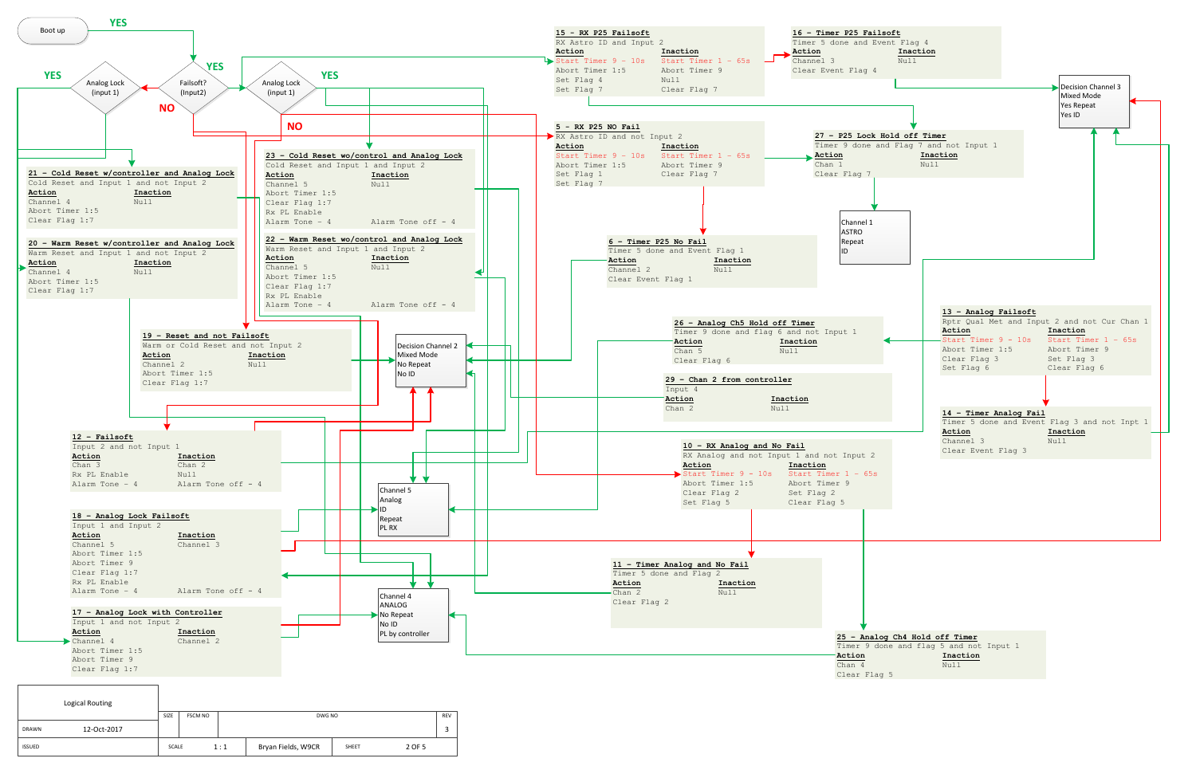Boot up

YES

Analog Lock (input 1)

YES

Failsoft? (Input2)

YES

NO

Analog Lock (input 1)

YES

NO

### 21 – Cold Reset w/controller and Analog Lock

Cold Reset and Input 1 and Input 2

| Action | Inaction |
|---|---|
| Channel 4 | Null |
| Abort Timer 1:5 | |
| Clear Flag 1:7 | |

### 20 – Warm Reset w/controller and Analog Lock

Warm Reset and Input 1 and Input 2

| Action | Inaction |
|---|---|
| Channel 4 | Null |
| Abort Timer 1:5 | |
| Clear Flag 1:7 | |

### 23 – Cold Reset wo/control and Analog Lock

Cold Reset and Input 1 and Input 2

| Action | Inaction |
|---|---|
| Channel 5 | Null |
| Abort Timer 1:5 | |
| Clear Flag 1:7 | |
| Rx PL Enable | |
| Alarm Tone – 4 | Alarm Tone off – 4 |

### 22 – Warm Reset wo/control and Analog Lock

Warm Reset and Input 1 and Input 2

| Action | Inaction |
|---|---|
| Channel 5 | Null |
| Abort Timer 1:5 | |
| Clear Flag 1:7 | |
| Rx PL Enable | |
| Alarm Tone – 4 | Alarm Tone off – 4 |

### 19 – Reset and not Failsoft

Warm or Cold Reset and not Input 2

| Action | Inaction |
|---|---|
| Channel 2 | Null |
| Abort Timer 1:5 | |
| Clear Flag 1:7 | |

### 12 – Failsoft

Input 2 and not Input 1

| Action | Inaction |
|---|---|
| Chan 3 | Chan 2 |
| Rx PL Enable | Null |
| Alarm Tone – 4 | Alarm Tone off – 4 |

### 18 – Analog Lock Failsoft

Input 1 and Input 2

| Action | Inaction |
|---|---|
| Channel 5 | Channel 3 |
| Abort Timer 1:5 | |
| Abort Timer 9 | |
| Clear Flag 1:7 | |
| Rx PL Enable | |
| Alarm Tone – 4 | Alarm Tone off – 4 |

### 17 – Analog Lock with Controller

Input 1 and not Input 2

| Action | Inaction |
|---|---|
| Channel 4 | Channel 2 |
| Abort Timer 1:5 | |
| Abort Timer 9 | |
| Clear Flag 1:7 | |

Decision Channel 2
Mixed Mode
No Repeat
No ID

Channel 5
Analog
ID
Repeat
PL RX

Channel 4
ANALOG
No Repeat
No ID
PL by controller

### 15 – RX P25 Failsoft

RX Astro ID and Input 2

| Action | Inaction |
|---|---|
| Start Timer 9 – 10s | Start Timer 1 – 65s |
| Abort Timer 1:5 | Abort Timer 9 |
| Set Flag 4 | Null |
| Set Flag 7 | Clear Flag 7 |

### 16 – Timer P25 Failsoft

Timer 5 done and Event Flag 4

| Action | Inaction |
|---|---|
| Channel 3 | Null |
| Clear Event Flag 4 | |

Decision Channel 3
Mixed Mode
Yes Repeat
Yes ID

### 5 – RX P25 NO Fail

RX Astro ID and not Input 2

| Action | Inaction |
|---|---|
| Start Timer 9 – 10s | Start Timer 1 – 65s |
| Abort Timer 1:5 | Abort Timer 9 |
| Set Flag 1 | Clear Flag 7 |
| Set Flag 7 | |

### 27 – P25 Lock Hold off Timer

Timer 9 done and Flag 7 and not Input 1

| Action | Inaction |
|---|---|
| Chan 1 | Null |
| Clear Flag 7 | |

Channel 1
ASTRO
Repeat
ID

### 6 – Timer P25 No Fail

Timer 5 done and Event Flag 1

| Action | Inaction |
|---|---|
| Channel 2 | Null |
| Clear Event Flag 1 | |

### 26 – Analog Ch5 Hold off Timer

Timer 9 done and flag 6 and not Input 1

| Action | Inaction |
|---|---|
| Chan 5 | Null |
| Clear Flag 6 | |

### 13 – Analog Failsoft

Rptr Qual Met and Input 2 and not Cur Chan 1

| Action | Inaction |
|---|---|
| Start Timer 9 – 10s | Start Timer 1 – 65s |
| Abort Timer 1:5 | Abort Timer 9 |
| Clear Flag 3 | Set Flag 3 |
| Set Flag 6 | Clear Flag 6 |

### 29 – Chan 2 from controller

Input 4

| Action | Inaction |
|---|---|
| Chan 2 | Null |

### 14 – Timer Analog Fail

Timer 5 done and Event Flag 3 and not Inpt 1

| Action | Inaction |
|---|---|
| Channel 3 | Null |
| Clear Event Flag 3 | |

### 10 – RX Analog and No Fail

RX Analog and not Input 1 and not Input 2

| Action | Inaction |
|---|---|
| Start Timer 9 – 10s | Start Timer 1 – 65s |
| Abort Timer 1:5 | Abort Timer 9 |
| Clear Flag 2 | Set Flag 2 |
| Set Flag 5 | Clear Flag 5 |

### 11 – Timer Analog and No Fail

Timer 5 done and Flag 2

| Action | Inaction |
|---|---|
| Chan 2 | Null |
| Clear Flag 2 | |

### 25 – Analog Ch4 Hold off Timer

Timer 9 done and flag 5 and not Input 1

| Action | Inaction |
|---|---|
| Chan 4 | Null |
| Clear Flag 5 | |

| Logical Routing | SIZE | FSCM NO | DWG NO | REV |
|---|---|---|---|---|
| DRAWN 12-Oct-2017 | | | | 3 |
| ISSUED | SCALE 1 : 1 | Bryan Fields, W9CR | SHEET 2 OF 5 | |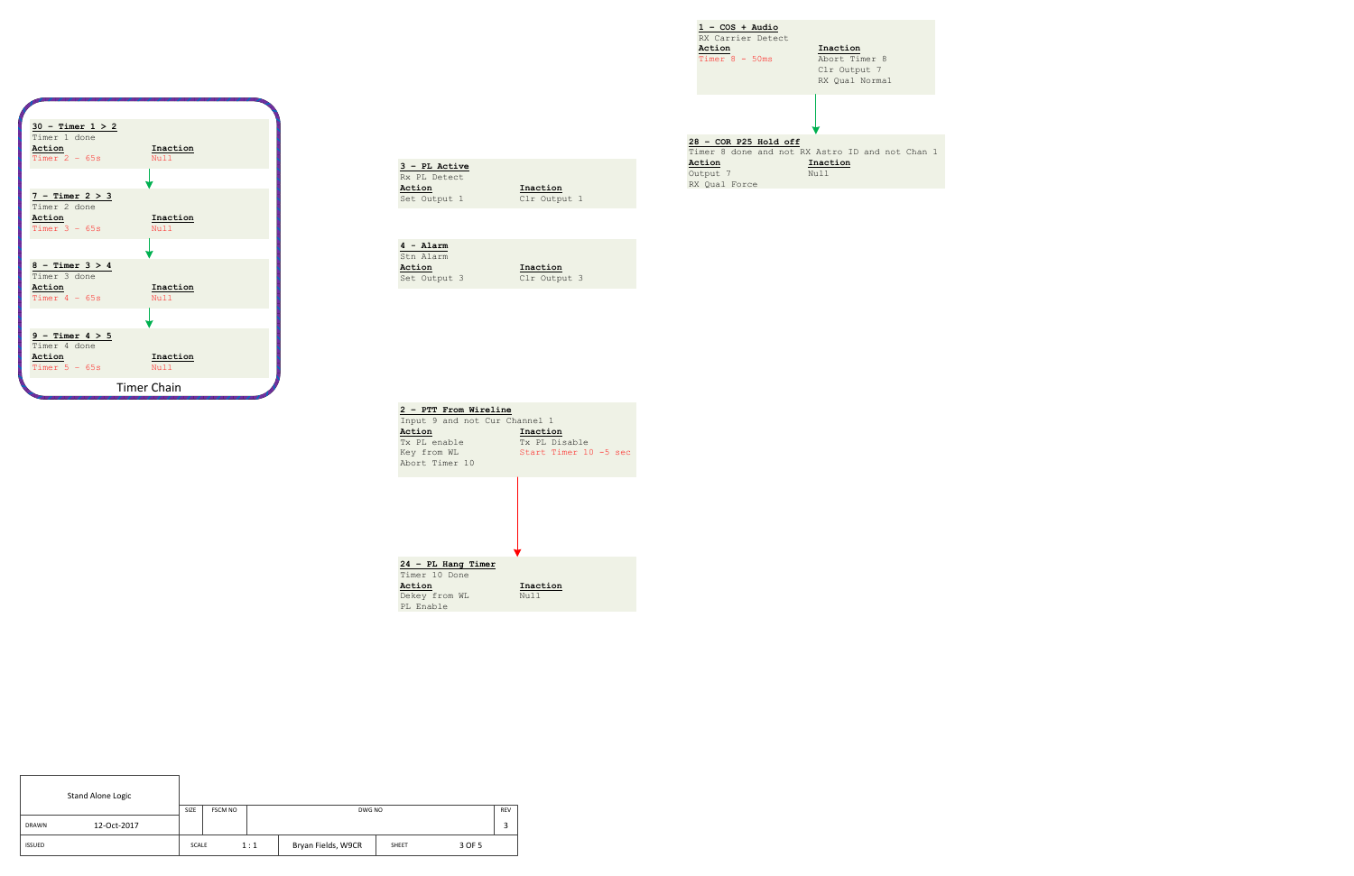## Timer Chain

**30 - Timer 1 > 2**
Timer 1 done

| Action | Inaction |
|---|---|
| Timer 2 - 65s | Null |

**7 - Timer 2 > 3**
Timer 2 done

| Action | Inaction |
|---|---|
| Timer 3 - 65s | Null |

**8 - Timer 3 > 4**
Timer 3 done

| Action | Inaction |
|---|---|
| Timer 4 - 65s | Null |

**9 - Timer 4 > 5**
Timer 4 done

| Action | Inaction |
|---|---|
| Timer 5 - 65s | Null |

**3 - PL Active**
Rx PL Detect

| Action | Inaction |
|---|---|
| Set Output 1 | Clr Output 1 |

**4 - Alarm**
Stn Alarm

| Action | Inaction |
|---|---|
| Set Output 3 | Clr Output 3 |

**2 - PTT From Wireline**
Input 9 and not Cur Channel 1

| Action | Inaction |
|---|---|
| Tx PL enable | Tx PL Disable |
| Key from WL | Start Timer 10 -5 sec |
| Abort Timer 10 | |

**24 - PL Hang Timer**
Timer 10 Done

| Action | Inaction |
|---|---|
| Dekey from WL | Null |
| PL Enable | |

**1 - COS + Audio**
RX Carrier Detect

| Action | Inaction |
|---|---|
| Timer 8 - 50ms | Abort Timer 8 |
| | Clr Output 7 |
| | RX Qual Normal |

**28 - COR P25 Hold off**
Timer 8 done and not RX Astro ID and not Chan 1

| Action | Inaction |
|---|---|
| Output 7 | Null |
| RX Qual Force | |

| Stand Alone Logic | SIZE | FSCM NO | DWG NO | REV |
|---|---|---|---|---|
| DRAWN 12-Oct-2017 | | | | 3 |
| ISSUED | SCALE 1 : 1 | | Bryan Fields, W9CR | SHEET 3 OF 5 |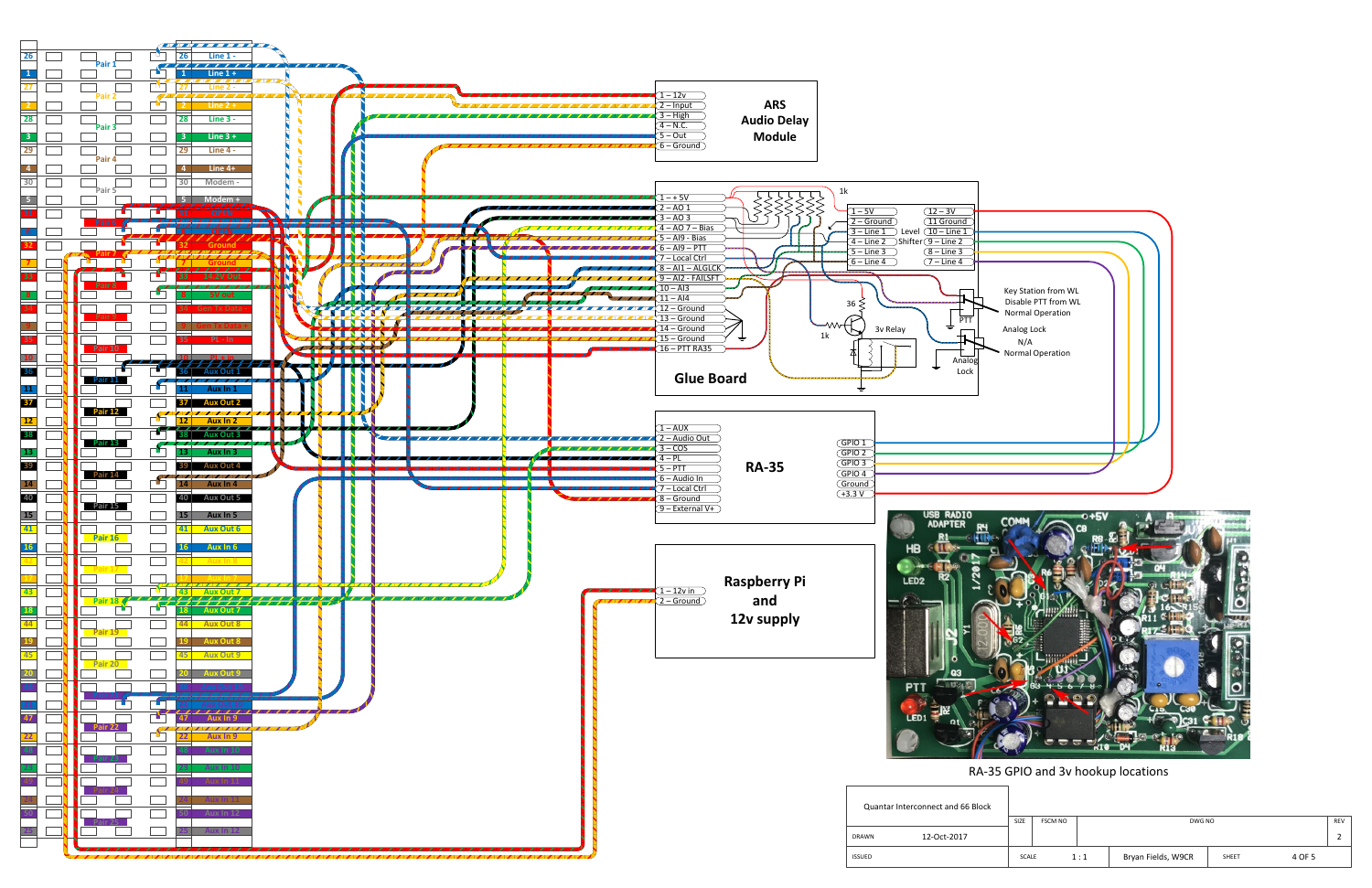| Pin | Label |
|---|---|
| 26 | Line 1 - |
| 1 | Line 1 + |
| 27 | Line 2 - |
| 2 | Line 2 + |
| 28 | Line 3 - |
| 3 | Line 3 + |
| 29 | Line 4 - |
| 4 | Line 4+ |
| 30 | Modem - |
| 5 | Modem + |
| 31 | |
| 6 | |
| 32 | Ground |
| 7 | Ground |
| 33 | 14.2v Out |
| 8 | 5V out |
| 34 | Gen Tx Data - |
| 9 | Gen Tx Data + |
| 35 | PL - In |
| 10 | PL + In |
| 36 | Aux Out 1 |
| 11 | Aux In 1 |
| 37 | Aux Out 2 |
| 12 | Aux In 2 |
| 38 | Aux Out 3 |
| 13 | Aux In 3 |
| 39 | Aux Out 4 |
| 14 | Aux In 4 |
| 40 | Aux Out 5 |
| 15 | Aux In 5 |
| 41 | Aux Out 6 |
| 16 | Aux In 6 |
| 42 | Aux In 8 |
| 17 | |
| 43 | Aux Out 7 |
| 18 | Aux Out 7 |
| 44 | Aux Out 8 |
| 19 | Aux Out 8 |
| 45 | Aux Out 9 |
| 20 | Aux Out 9 |
| 46 | |
| 21 | |
| 47 | Aux In 9 |
| 22 | Aux In 9 |
| 48 | Aux In 10 |
| 23 | Aux In 10 |
| 49 | Aux In 11 |
| 24 | Aux In 11 |
| 50 | Aux In 12 |
| 25 | Aux In 12 |

Pair 1, Pair 2, Pair 3, Pair 4, Pair 5, Pair 6, Pair 7, Pair 8, Pair 9, Pair 10, Pair 11, Pair 12, Pair 13, Pair 14, Pair 15, Pair 16, Pair 17, Pair 18, Pair 19, Pair 20, Pair 21, Pair 22, Pair 23, Pair 24, Pair 25

## ARS Audio Delay Module

- 1 – 12v
- 2 – Input
- 3 – High
- 4 – N.C.
- 5 – Out
- 6 – Ground

## Glue Board

- 1 – + 5V
- 2 – AO 1
- 3 – AO 3
- 4 – AO 7 – Bias
- 5 – AI9 - Bias
- 6 – AI9 – PTT
- 7 – Local Ctrl
- 8 – AI1 – ALGLCK
- 9 – AI2 - FAILSFT
- 10 – AI3
- 11 – AI4
- 12 – Ground
- 13 – Ground
- 14 – Ground
- 15 – Ground
- 16 – PTT RA35

1k

Level Shifter:

- 1 – 5V
- 2 – Ground
- 3 – Line 1
- 4 – Line 2
- 5 – Line 3
- 6 – Line 4
- 12 – 3V
- 11 Ground
- 10 – Line 1
- 9 – Line 2
- 8 – Line 3
- 7 – Line 4

36, 1k, 3v Relay

PTT — Key Station from WL; Disable PTT from WL; Normal Operation

Analog Lock — Analog Lock; N/A; Normal Operation

## RA-35

- 1 – AUX
- 2 – Audio Out
- 3 – COS
- 4 – PL
- 5 – PTT
- 6 – Audio In
- 7 – Local Ctrl
- 8 – Ground
- 9 – External V+

- GPIO 1
- GPIO 2
- GPIO 3
- GPIO 4
- Ground
- +3.3 V

## Raspberry Pi and 12v supply

- 1 – 12v in
- 2 – Ground

RA-35 GPIO and 3v hookup locations

| | | | | |
|---|---|---|---|---|
| Quantar Interconnect and 66 Block | | | | |
| DRAWN | 12-Oct-2017 | SIZE | FSCM NO | DWG NO | REV 2 |
| ISSUED | | SCALE 1 : 1 | Bryan Fields, W9CR | SHEET 4 OF 5 |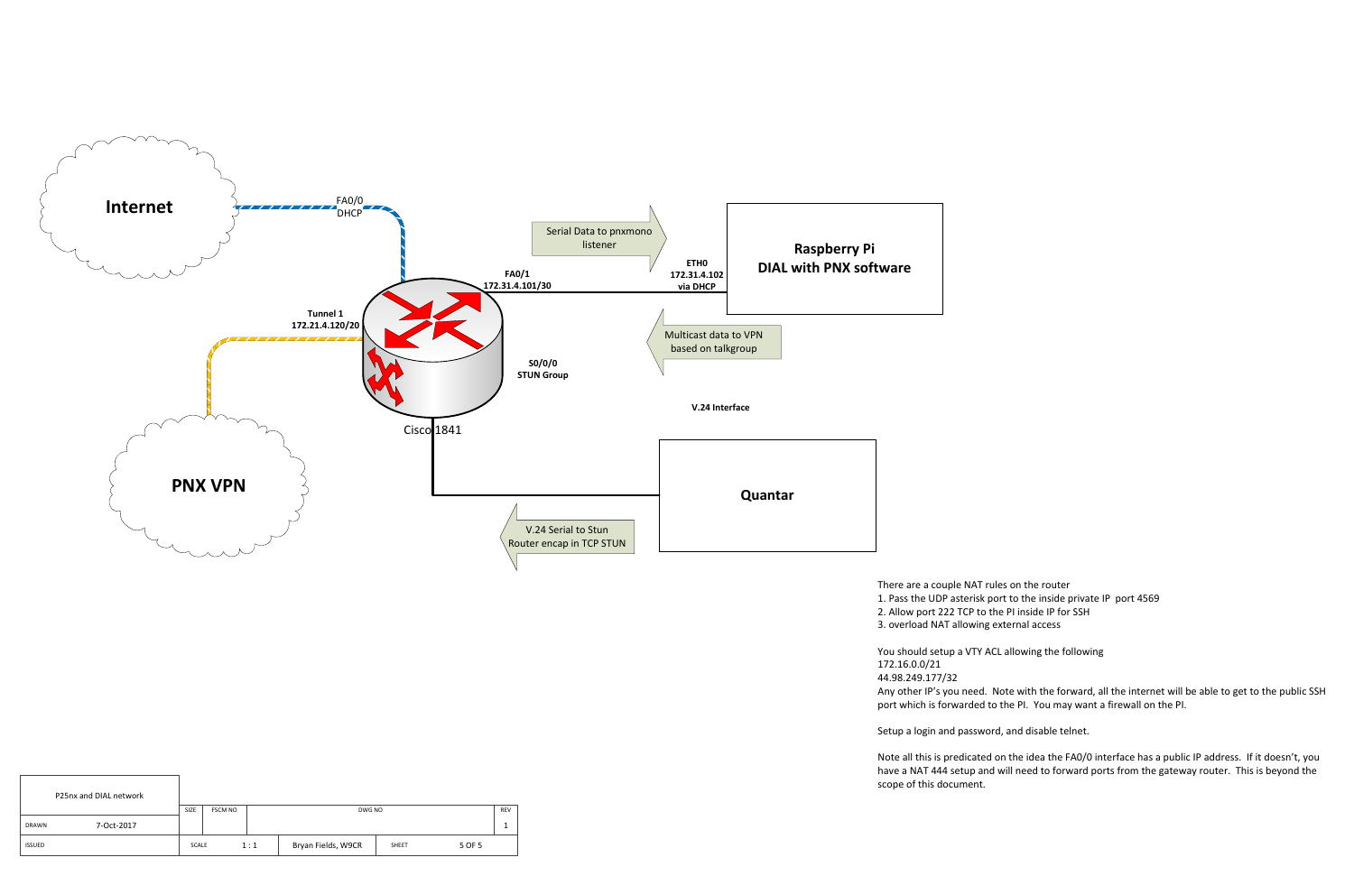Internet

FA0/0
DHCP

Tunnel 1
172.21.4.120/20

PNX VPN

FA0/1
172.31.4.101/30

Serial Data to pnxmono listener

ETH0
172.31.4.102
via DHCP

Raspberry Pi
DIAL with PNX software

Multicast data to VPN based on talkgroup

S0/0/0
STUN Group

Cisco 1841

V.24 Interface

Quantar

V.24 Serial to Stun Router encap in TCP STUN

There are a couple NAT rules on the router

1. Pass the UDP asterisk port to the inside private IP port 4569
2. Allow port 222 TCP to the PI inside IP for SSH
3. overload NAT allowing external access

You should setup a VTY ACL allowing the following
172.16.0.0/21
44.98.249.177/32
Any other IP's you need. Note with the forward, all the internet will be able to get to the public SSH port which is forwarded to the PI. You may want a firewall on the PI.

Setup a login and password, and disable telnet.

Note all this is predicated on the idea the FA0/0 interface has a public IP address. If it doesn't, you have a NAT 444 setup and will need to forward ports from the gateway router. This is beyond the scope of this document.

| | | | | | |
|---|---|---|---|---|---|
| P25nx and DIAL network | SIZE | FSCM NO | DWG NO | | REV |
| DRAWN 7-Oct-2017 | | | | | 1 |
| ISSUED | SCALE 1 : 1 | | Bryan Fields, W9CR | SHEET 5 OF 5 | |